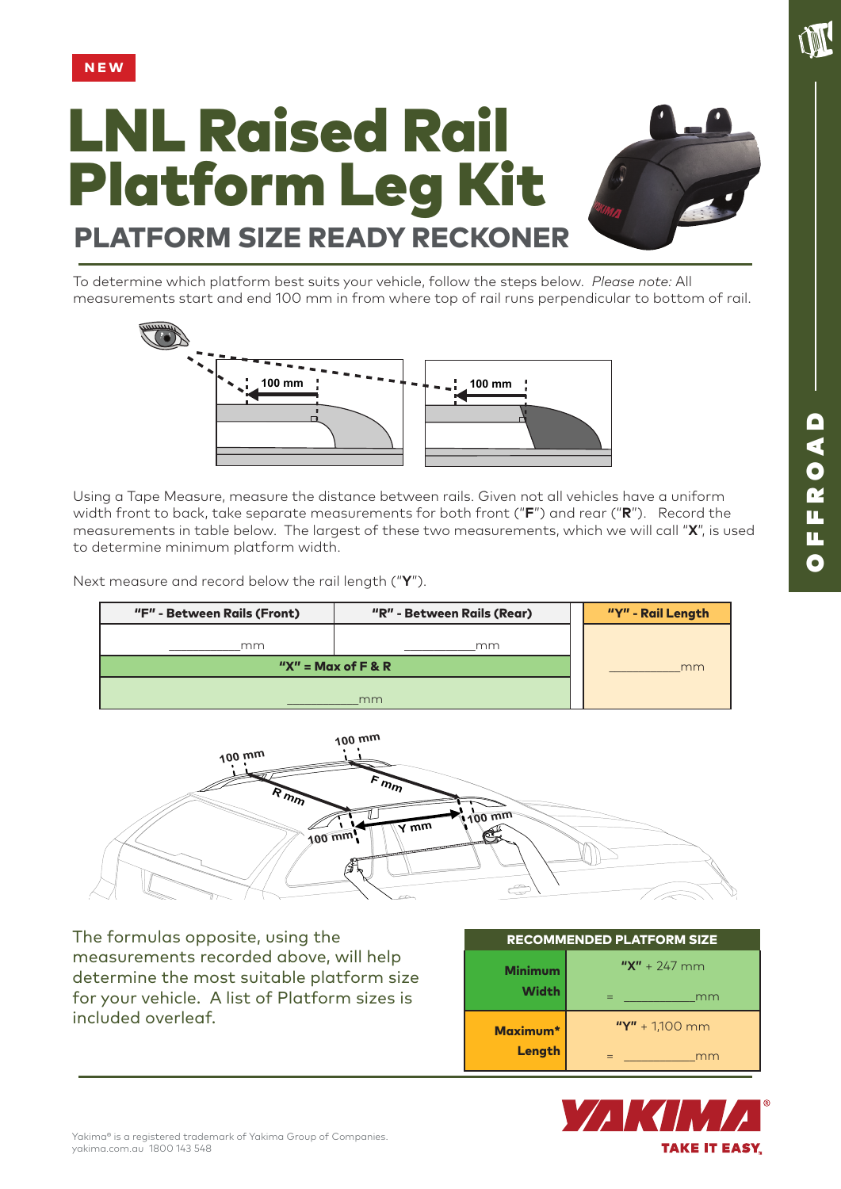NEW

# LNL Raised Rail Platform Leg Kit

## PLATFORM SIZE READY RECKONER

To determine which platform best suits your vehicle, follow the steps below. *Please note:* All measurements start and end 100 mm in from where top of rail runs perpendicular to bottom of rail.

Using a Tape Measure, measure the distance between rails. Given not all vehicles have a uniform width front to back, take separate measurements for both front ("**F**") and rear ("**R**"). Record the measurements in table below. The largest of these two measurements, which we will call "**X**", is used to determine minimum platform width.

Next measure and record below the rail length ("**Y**").

| "F" - Between Rails (Front) | "R" - Between Rails (Rear) | "Y" - Rail Length |
|---|---|---|
| ________mm | ________mm | ________mm |
| **"X" = Max of F & R** | | |
| ________mm | | |

The formulas opposite, using the measurements recorded above, will help determine the most suitable platform size for your vehicle. A list of Platform sizes is included overleaf.

| RECOMMENDED PLATFORM SIZE | |
|---|---|
| **Minimum Width** | **"X"** + 247 mm<br>= ________mm |
| **Maximum* Length** | **"Y"** + 1,100 mm<br>= ________mm |

Yakima® is a registered trademark of Yakima Group of Companies.
yakima.com.au 1800 143 548

YAKIMA® TAKE IT EASY.

OFFROAD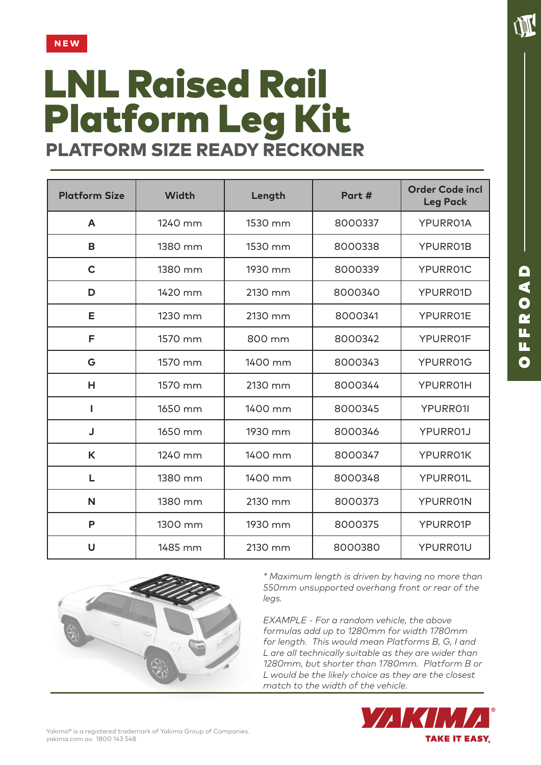NEW

# LNL Raised Rail Platform Leg Kit

## PLATFORM SIZE READY RECKONER

| Platform Size | Width | Length | Part # | Order Code incl Leg Pack |
|---|---|---|---|---|
| A | 1240 mm | 1530 mm | 8000337 | YPURR01A |
| B | 1380 mm | 1530 mm | 8000338 | YPURR01B |
| C | 1380 mm | 1930 mm | 8000339 | YPURR01C |
| D | 1420 mm | 2130 mm | 8000340 | YPURR01D |
| E | 1230 mm | 2130 mm | 8000341 | YPURR01E |
| F | 1570 mm | 800 mm | 8000342 | YPURR01F |
| G | 1570 mm | 1400 mm | 8000343 | YPURR01G |
| H | 1570 mm | 2130 mm | 8000344 | YPURR01H |
| I | 1650 mm | 1400 mm | 8000345 | YPURR01I |
| J | 1650 mm | 1930 mm | 8000346 | YPURR01J |
| K | 1240 mm | 1400 mm | 8000347 | YPURR01K |
| L | 1380 mm | 1400 mm | 8000348 | YPURR01L |
| N | 1380 mm | 2130 mm | 8000373 | YPURR01N |
| P | 1300 mm | 1930 mm | 8000375 | YPURR01P |
| U | 1485 mm | 2130 mm | 8000380 | YPURR01U |

*\* Maximum length is driven by having no more than 550mm unsupported overhang front or rear of the legs.*

*EXAMPLE - For a random vehicle, the above formulas add up to 1280mm for width 1780mm for length. This would mean Platforms B, G, I and L are all technically suitable as they are wider than 1280mm, but shorter than 1780mm. Platform B or L would be the likely choice as they are the closest match to the width of the vehicle.*

OFFROAD

YAKIMA® TAKE IT EASY.

Yakima® is a registered trademark of Yakima Group of Companies.
yakima.com.au 1800 143 548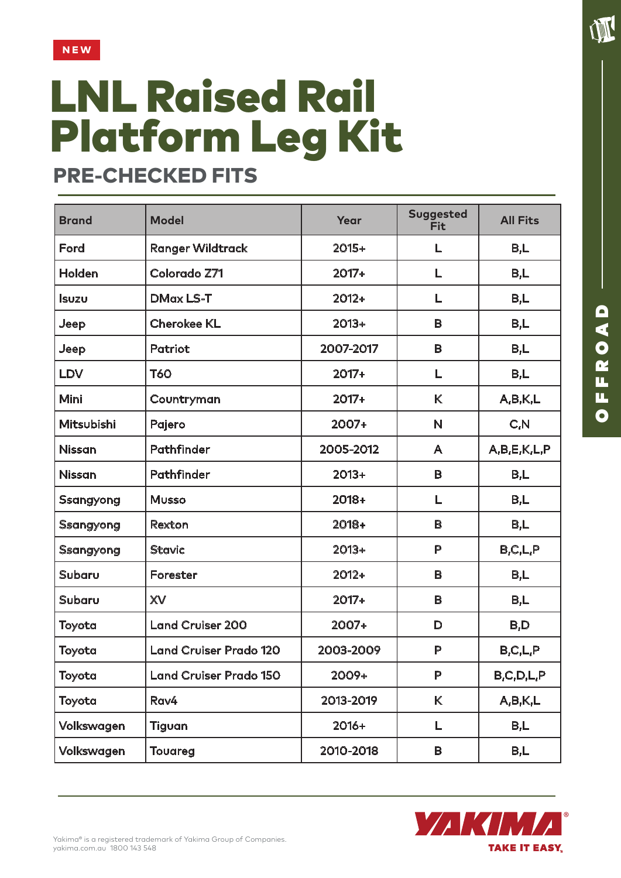NEW

# LNL Raised Rail Platform Leg Kit

## PRE-CHECKED FITS

| Brand | Model | Year | Suggested Fit | All Fits |
|---|---|---|---|---|
| Ford | Ranger Wildtrack | 2015+ | L | B,L |
| Holden | Colorado Z71 | 2017+ | L | B,L |
| Isuzu | DMax LS-T | 2012+ | L | B,L |
| Jeep | Cherokee KL | 2013+ | B | B,L |
| Jeep | Patriot | 2007-2017 | B | B,L |
| LDV | T60 | 2017+ | L | B,L |
| Mini | Countryman | 2017+ | K | A,B,K,L |
| Mitsubishi | Pajero | 2007+ | N | C,N |
| Nissan | Pathfinder | 2005-2012 | A | A,B,E,K,L,P |
| Nissan | Pathfinder | 2013+ | B | B,L |
| Ssangyong | Musso | 2018+ | L | B,L |
| Ssangyong | Rexton | 2018+ | B | B,L |
| Ssangyong | Stavic | 2013+ | P | B,C,L,P |
| Subaru | Forester | 2012+ | B | B,L |
| Subaru | XV | 2017+ | B | B,L |
| Toyota | Land Cruiser 200 | 2007+ | D | B,D |
| Toyota | Land Cruiser Prado 120 | 2003-2009 | P | B,C,L,P |
| Toyota | Land Cruiser Prado 150 | 2009+ | P | B,C,D,L,P |
| Toyota | Rav4 | 2013-2019 | K | A,B,K,L |
| Volkswagen | Tiguan | 2016+ | L | B,L |
| Volkswagen | Touareg | 2010-2018 | B | B,L |

OFFROAD

Yakima® is a registered trademark of Yakima Group of Companies.
yakima.com.au 1800 143 548

YAKIMA® TAKE IT EASY.